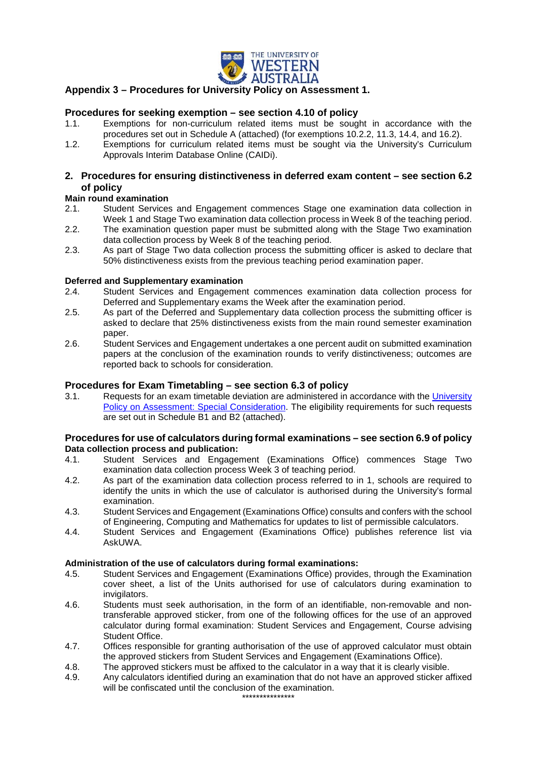THE UNIVERSITY OF WESTERN AUSTRALIA

## Appendix 3 – Procedures for University Policy on Assessment 1.

### Procedures for seeking exemption – see section 4.10 of policy

1.1. Exemptions for non-curriculum related items must be sought in accordance with the procedures set out in Schedule A (attached) (for exemptions 10.2.2, 11.3, 14.4, and 16.2).

1.2. Exemptions for curriculum related items must be sought via the University's Curriculum Approvals Interim Database Online (CAIDi).

### 2. Procedures for ensuring distinctiveness in deferred exam content – see section 6.2 of policy

**Main round examination**

2.1. Student Services and Engagement commences Stage one examination data collection in Week 1 and Stage Two examination data collection process in Week 8 of the teaching period.

2.2. The examination question paper must be submitted along with the Stage Two examination data collection process by Week 8 of the teaching period.

2.3. As part of Stage Two data collection process the submitting officer is asked to declare that 50% distinctiveness exists from the previous teaching period examination paper.

**Deferred and Supplementary examination**

2.4. Student Services and Engagement commences examination data collection process for Deferred and Supplementary exams the Week after the examination period.

2.5. As part of the Deferred and Supplementary data collection process the submitting officer is asked to declare that 25% distinctiveness exists from the main round semester examination paper.

2.6. Student Services and Engagement undertakes a one percent audit on submitted examination papers at the conclusion of the examination rounds to verify distinctiveness; outcomes are reported back to schools for consideration.

### Procedures for Exam Timetabling – see section 6.3 of policy

3.1. Requests for an exam timetable deviation are administered in accordance with the University Policy on Assessment: Special Consideration. The eligibility requirements for such requests are set out in Schedule B1 and B2 (attached).

### Procedures for use of calculators during formal examinations – see section 6.9 of policy

**Data collection process and publication:**

4.1. Student Services and Engagement (Examinations Office) commences Stage Two examination data collection process Week 3 of teaching period.

4.2. As part of the examination data collection process referred to in 1, schools are required to identify the units in which the use of calculator is authorised during the University's formal examination.

4.3. Student Services and Engagement (Examinations Office) consults and confers with the school of Engineering, Computing and Mathematics for updates to list of permissible calculators.

4.4. Student Services and Engagement (Examinations Office) publishes reference list via AskUWA.

**Administration of the use of calculators during formal examinations:**

4.5. Student Services and Engagement (Examinations Office) provides, through the Examination cover sheet, a list of the Units authorised for use of calculators during examination to invigilators.

4.6. Students must seek authorisation, in the form of an identifiable, non-removable and non-transferable approved sticker, from one of the following offices for the use of an approved calculator during formal examination: Student Services and Engagement, Course advising Student Office.

4.7. Offices responsible for granting authorisation of the use of approved calculator must obtain the approved stickers from Student Services and Engagement (Examinations Office).

4.8. The approved stickers must be affixed to the calculator in a way that it is clearly visible.

4.9. Any calculators identified during an examination that do not have an approved sticker affixed will be confiscated until the conclusion of the examination.

***************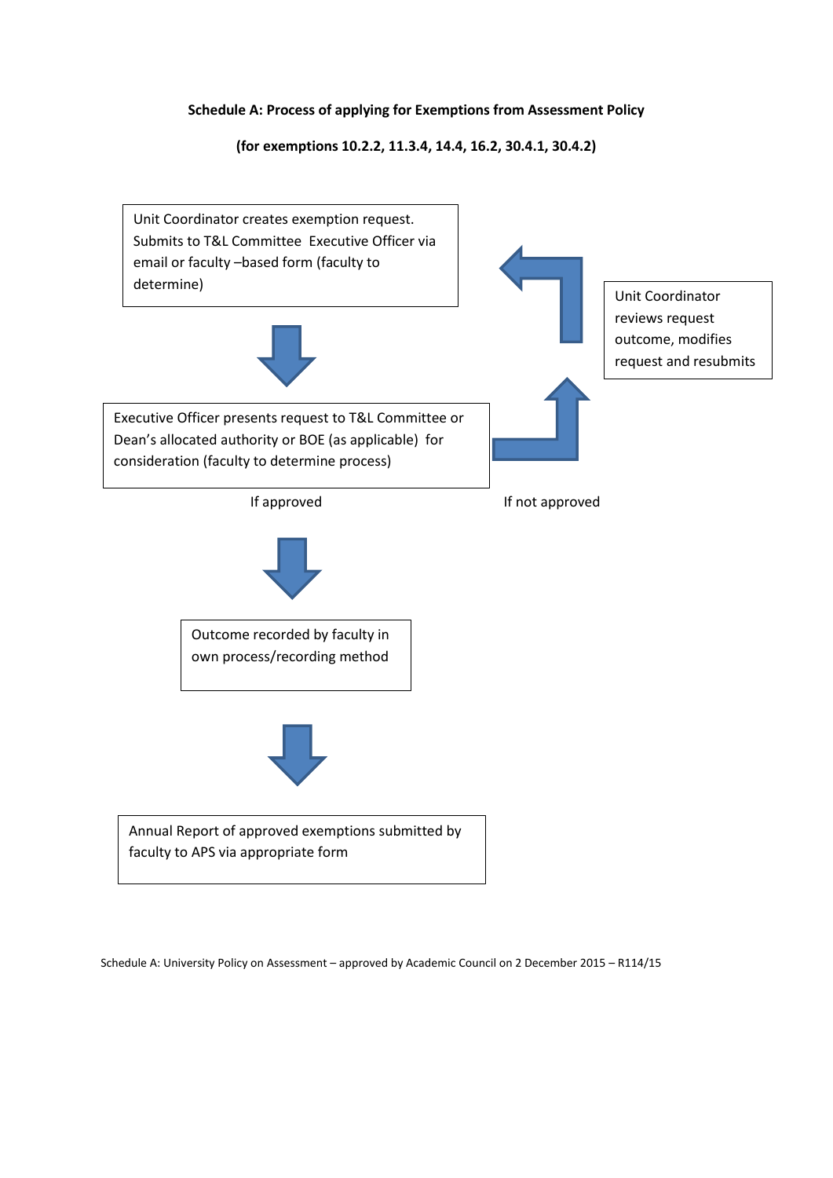**Schedule A: Process of applying for Exemptions from Assessment Policy**

**(for exemptions 10.2.2, 11.3.4, 14.4, 16.2, 30.4.1, 30.4.2)**

Unit Coordinator creates exemption request. Submits to T&L Committee Executive Officer via email or faculty –based form (faculty to determine)

Executive Officer presents request to T&L Committee or Dean's allocated authority or BOE (as applicable) for consideration (faculty to determine process)

If approved

If not approved

Unit Coordinator reviews request outcome, modifies request and resubmits

Outcome recorded by faculty in own process/recording method

Annual Report of approved exemptions submitted by faculty to APS via appropriate form

Schedule A: University Policy on Assessment – approved by Academic Council on 2 December 2015 – R114/15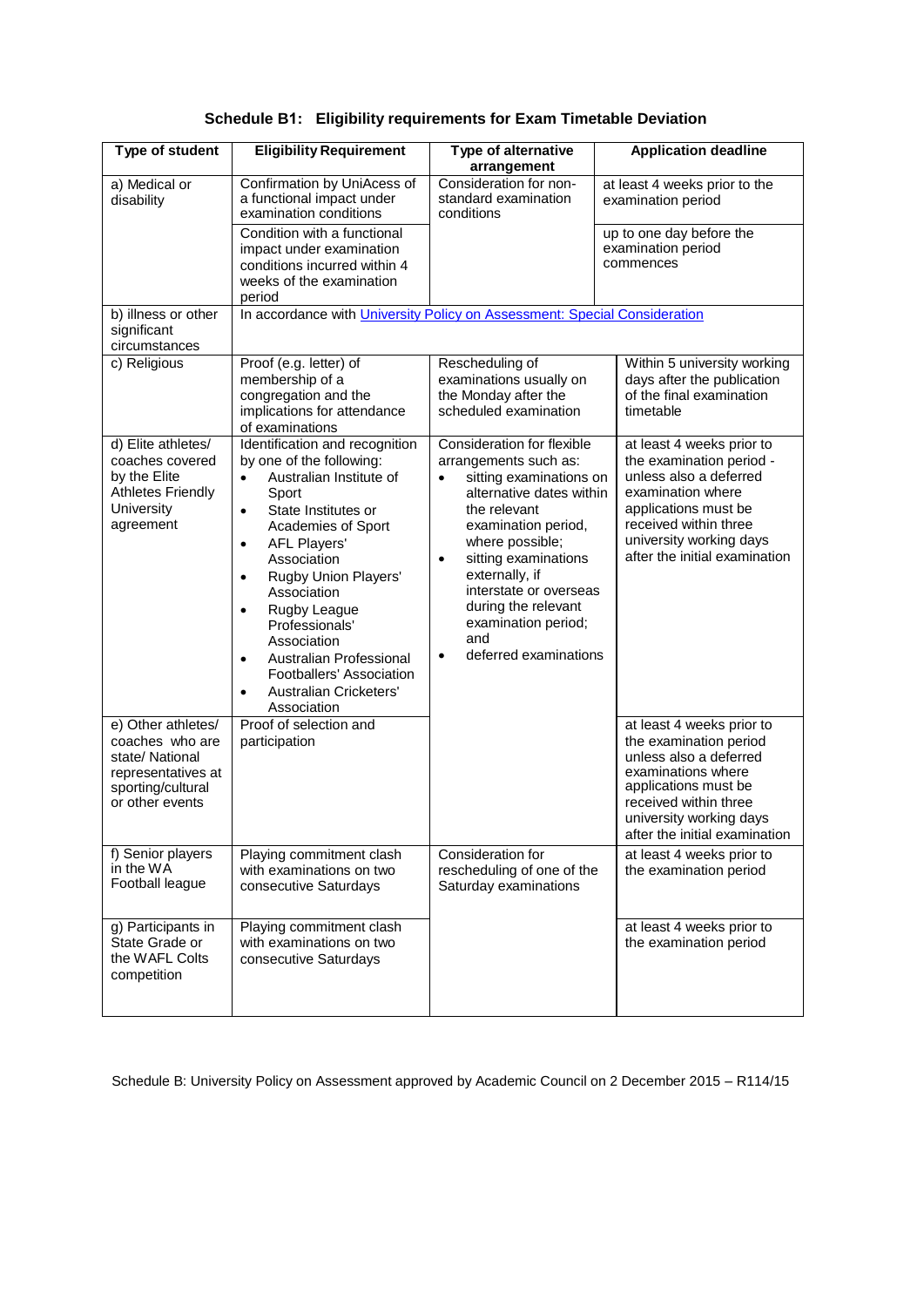### Schedule B1: Eligibility requirements for Exam Timetable Deviation

| Type of student | Eligibility Requirement | Type of alternative arrangement | Application deadline |
|---|---|---|---|
| a) Medical or disability | Confirmation by UniAcess of a functional impact under examination conditions | Consideration for non-standard examination conditions | at least 4 weeks prior to the examination period |
| | Condition with a functional impact under examination conditions incurred within 4 weeks of the examination period | | up to one day before the examination period commences |
| b) illness or other significant circumstances | In accordance with [University Policy on Assessment: Special Consideration](University Policy on Assessment: Special Consideration) | | |
| c) Religious | Proof (e.g. letter) of membership of a congregation and the implications for attendance of examinations | Rescheduling of examinations usually on the Monday after the scheduled examination | Within 5 university working days after the publication of the final examination timetable |
| d) Elite athletes/ coaches covered by the Elite Athletes Friendly University agreement | Identification and recognition by one of the following: <br>• Australian Institute of Sport <br>• State Institutes or Academies of Sport <br>• AFL Players' Association <br>• Rugby Union Players' Association <br>• Rugby League Professionals' Association <br>• Australian Professional Footballers' Association <br>• Australian Cricketers' Association | Consideration for flexible arrangements such as: <br>• sitting examinations on alternative dates within the relevant examination period, where possible; <br>• sitting examinations externally, if interstate or overseas during the relevant examination period; and <br>• deferred examinations | at least 4 weeks prior to the examination period - unless also a deferred examination where applications must be received within three university working days after the initial examination |
| e) Other athletes/ coaches who are state/ National representatives at sporting/cultural or other events | Proof of selection and participation | | at least 4 weeks prior to the examination period unless also a deferred examinations where applications must be received within three university working days after the initial examination |
| f) Senior players in the WA Football league | Playing commitment clash with examinations on two consecutive Saturdays | Consideration for rescheduling of one of the Saturday examinations | at least 4 weeks prior to the examination period |
| g) Participants in State Grade or the WAFL Colts competition | Playing commitment clash with examinations on two consecutive Saturdays | | at least 4 weeks prior to the examination period |

Schedule B: University Policy on Assessment approved by Academic Council on 2 December 2015 – R114/15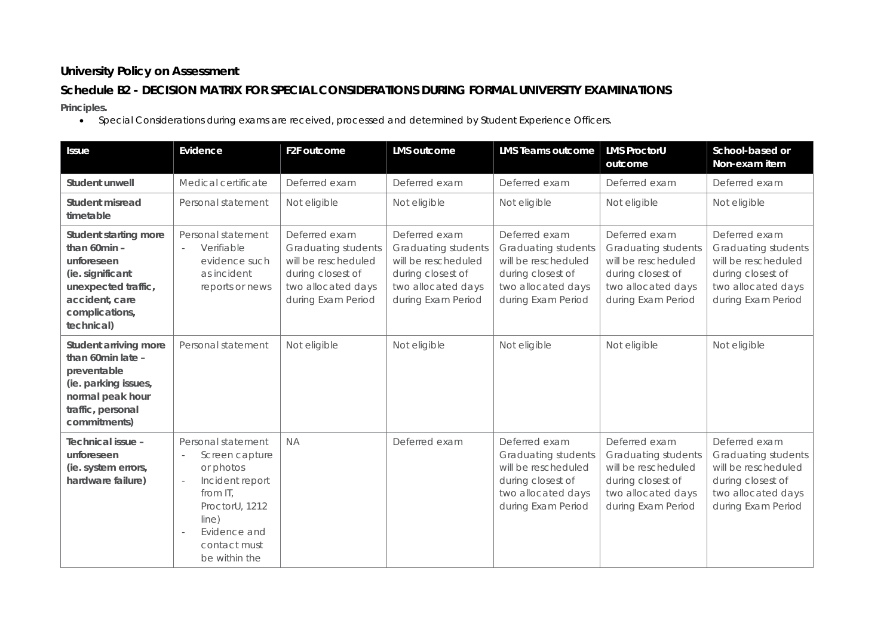**University Policy on Assessment**

**Schedule B2 - DECISION MATRIX FOR SPECIAL CONSIDERATIONS DURING FORMAL UNIVERSITY EXAMINATIONS**

**Principles.**

- Special Considerations during exams are received, processed and determined by Student Experience Officers.

| Issue | Evidence | F2F outcome | LMS outcome | LMS Teams outcome | LMS ProctorU outcome | School-based or Non-exam item |
|---|---|---|---|---|---|---|
| **Student unwell** | Medical certificate | Deferred exam | Deferred exam | Deferred exam | Deferred exam | Deferred exam |
| **Student misread timetable** | Personal statement | Not eligible | Not eligible | Not eligible | Not eligible | Not eligible |
| **Student starting more than 60min – unforeseen (ie. significant unexpected traffic, accident, care complications, technical)** | Personal statement<br>- Verifiable evidence such as incident reports or news | Deferred exam Graduating students will be rescheduled during closest of two allocated days during Exam Period | Deferred exam Graduating students will be rescheduled during closest of two allocated days during Exam Period | Deferred exam Graduating students will be rescheduled during closest of two allocated days during Exam Period | Deferred exam Graduating students will be rescheduled during closest of two allocated days during Exam Period | Deferred exam Graduating students will be rescheduled during closest of two allocated days during Exam Period |
| **Student arriving more than 60min late – preventable (ie. parking issues, normal peak hour traffic, personal commitments)** | Personal statement | Not eligible | Not eligible | Not eligible | Not eligible | Not eligible |
| **Technical issue – unforeseen (ie. system errors, hardware failure)** | Personal statement<br>- Screen capture or photos<br>- Incident report from IT, ProctorU, 1212 line)<br>- Evidence and contact must be within the | NA | Deferred exam | Deferred exam Graduating students will be rescheduled during closest of two allocated days during Exam Period | Deferred exam Graduating students will be rescheduled during closest of two allocated days during Exam Period | Deferred exam Graduating students will be rescheduled during closest of two allocated days during Exam Period |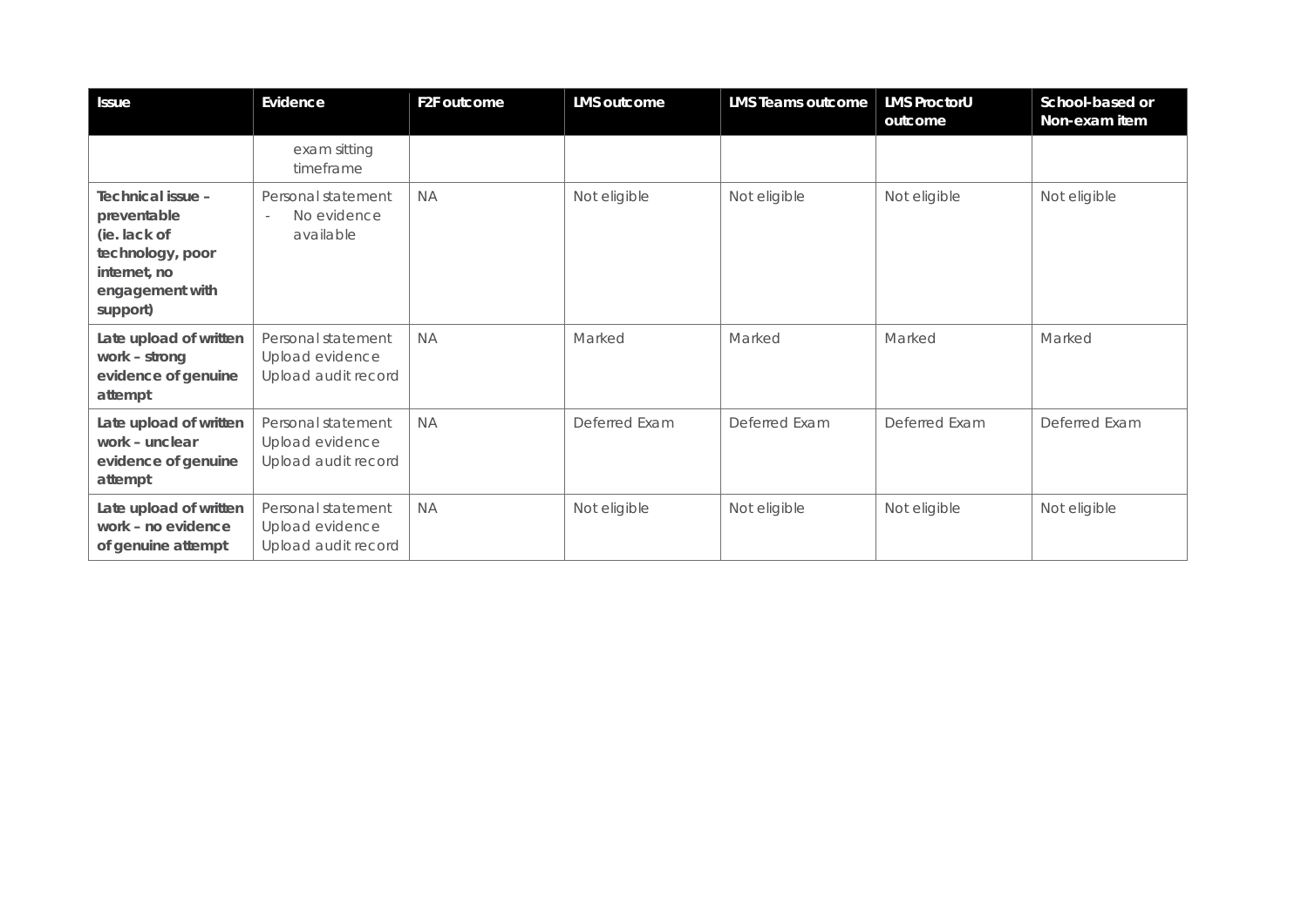| Issue | Evidence | F2F outcome | LMS outcome | LMS Teams outcome | LMS ProctorU outcome | School-based or Non-exam item |
|---|---|---|---|---|---|---|
| | exam sitting timeframe | | | | | |
| **Technical issue – preventable (ie. lack of technology, poor internet, no engagement with support)** | Personal statement<br>- No evidence available | NA | Not eligible | Not eligible | Not eligible | Not eligible |
| **Late upload of written work – strong evidence of genuine attempt** | Personal statement<br>Upload evidence<br>Upload audit record | NA | Marked | Marked | Marked | Marked |
| **Late upload of written work – unclear evidence of genuine attempt** | Personal statement<br>Upload evidence<br>Upload audit record | NA | Deferred Exam | Deferred Exam | Deferred Exam | Deferred Exam |
| **Late upload of written work – no evidence of genuine attempt** | Personal statement<br>Upload evidence<br>Upload audit record | NA | Not eligible | Not eligible | Not eligible | Not eligible |